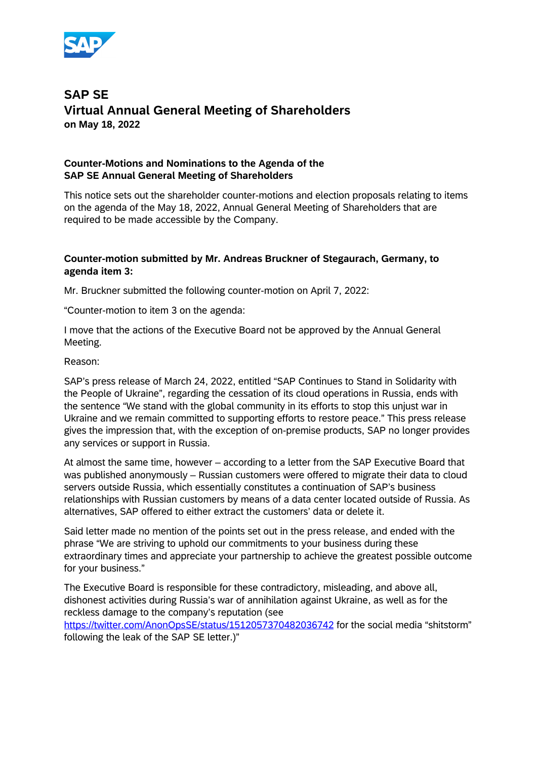# SAP SE
# Virtual Annual General Meeting of Shareholders
**on May 18, 2022**

### Counter-Motions and Nominations to the Agenda of the SAP SE Annual General Meeting of Shareholders

This notice sets out the shareholder counter-motions and election proposals relating to items on the agenda of the May 18, 2022, Annual General Meeting of Shareholders that are required to be made accessible by the Company.

### Counter-motion submitted by Mr. Andreas Bruckner of Stegaurach, Germany, to agenda item 3:

Mr. Bruckner submitted the following counter-motion on April 7, 2022:

"Counter-motion to item 3 on the agenda:

I move that the actions of the Executive Board not be approved by the Annual General Meeting.

Reason:

SAP's press release of March 24, 2022, entitled "SAP Continues to Stand in Solidarity with the People of Ukraine", regarding the cessation of its cloud operations in Russia, ends with the sentence "We stand with the global community in its efforts to stop this unjust war in Ukraine and we remain committed to supporting efforts to restore peace." This press release gives the impression that, with the exception of on-premise products, SAP no longer provides any services or support in Russia.

At almost the same time, however – according to a letter from the SAP Executive Board that was published anonymously – Russian customers were offered to migrate their data to cloud servers outside Russia, which essentially constitutes a continuation of SAP's business relationships with Russian customers by means of a data center located outside of Russia. As alternatives, SAP offered to either extract the customers' data or delete it.

Said letter made no mention of the points set out in the press release, and ended with the phrase "We are striving to uphold our commitments to your business during these extraordinary times and appreciate your partnership to achieve the greatest possible outcome for your business."

The Executive Board is responsible for these contradictory, misleading, and above all, dishonest activities during Russia's war of annihilation against Ukraine, as well as for the reckless damage to the company's reputation (see https://twitter.com/AnonOpsSE/status/1512057370482036742 for the social media "shitstorm" following the leak of the SAP SE letter.)"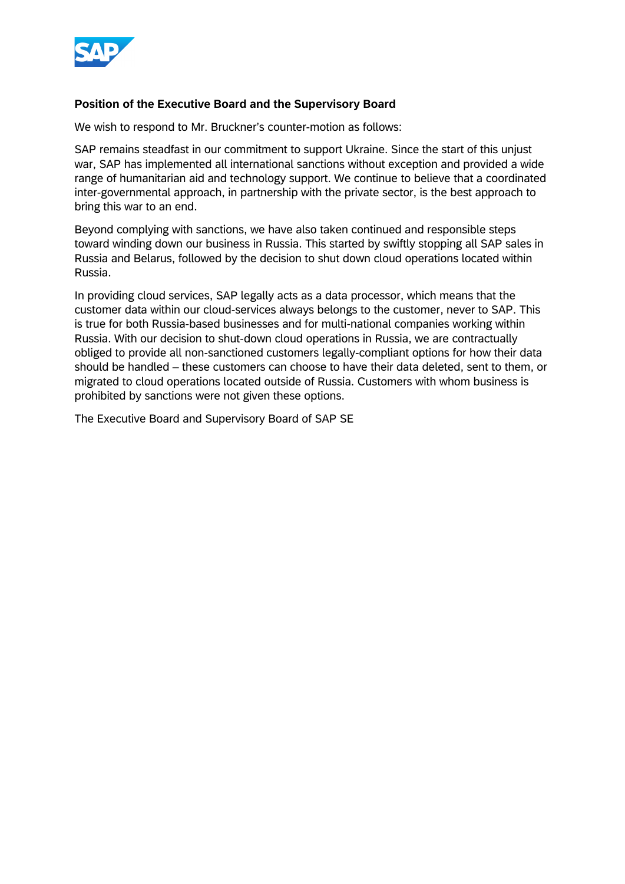**Position of the Executive Board and the Supervisory Board**

We wish to respond to Mr. Bruckner's counter-motion as follows:

SAP remains steadfast in our commitment to support Ukraine. Since the start of this unjust war, SAP has implemented all international sanctions without exception and provided a wide range of humanitarian aid and technology support. We continue to believe that a coordinated inter-governmental approach, in partnership with the private sector, is the best approach to bring this war to an end.

Beyond complying with sanctions, we have also taken continued and responsible steps toward winding down our business in Russia. This started by swiftly stopping all SAP sales in Russia and Belarus, followed by the decision to shut down cloud operations located within Russia.

In providing cloud services, SAP legally acts as a data processor, which means that the customer data within our cloud-services always belongs to the customer, never to SAP. This is true for both Russia-based businesses and for multi-national companies working within Russia. With our decision to shut-down cloud operations in Russia, we are contractually obliged to provide all non-sanctioned customers legally-compliant options for how their data should be handled – these customers can choose to have their data deleted, sent to them, or migrated to cloud operations located outside of Russia. Customers with whom business is prohibited by sanctions were not given these options.

The Executive Board and Supervisory Board of SAP SE